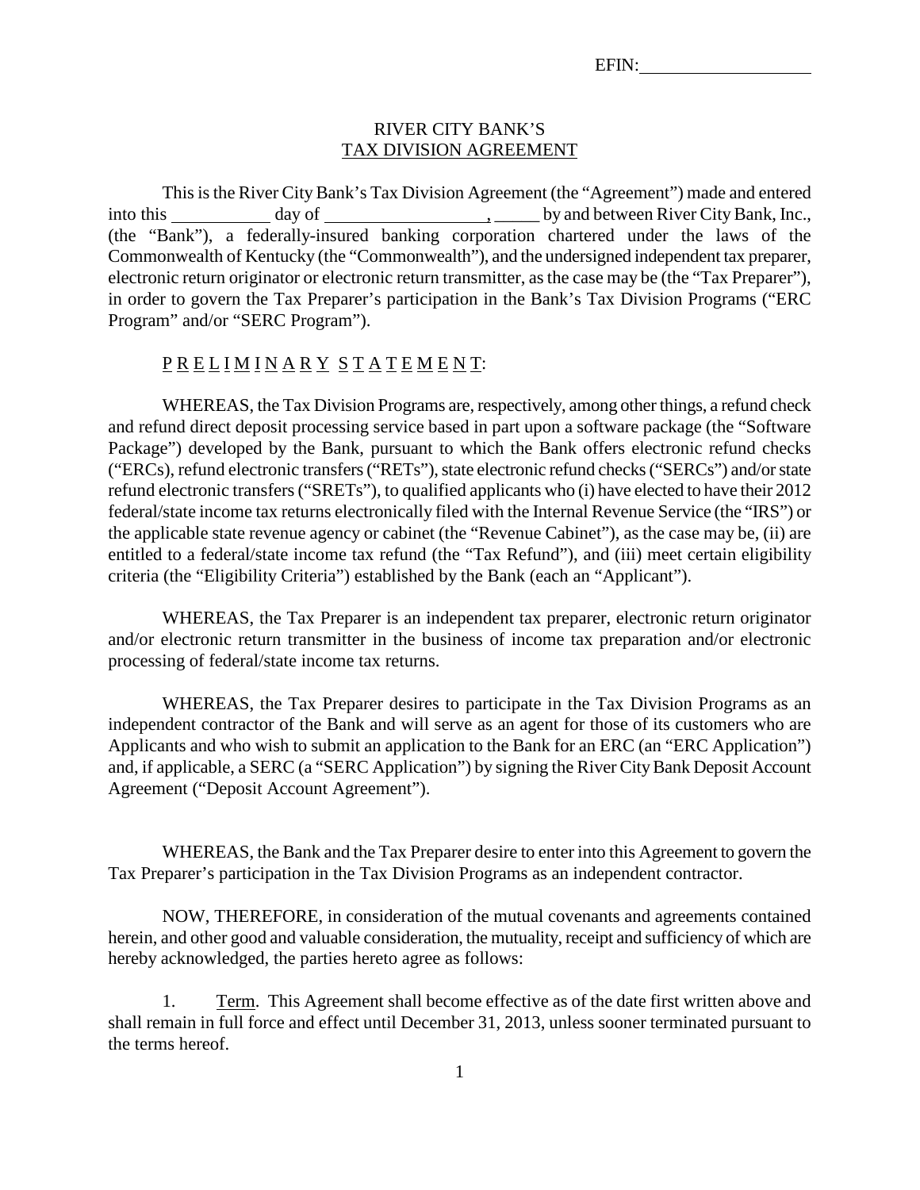EFIN: ____________________

# RIVER CITY BANK'S
## TAX DIVISION AGREEMENT

This is the River City Bank's Tax Division Agreement (the "Agreement") made and entered into this ___________ day of __________________, _____ by and between River City Bank, Inc., (the "Bank"), a federally-insured banking corporation chartered under the laws of the Commonwealth of Kentucky (the "Commonwealth"), and the undersigned independent tax preparer, electronic return originator or electronic return transmitter, as the case may be (the "Tax Preparer"), in order to govern the Tax Preparer's participation in the Bank's Tax Division Programs ("ERC Program" and/or "SERC Program").

P R E L I M I N A R Y  S T A T E M E N T:

WHEREAS, the Tax Division Programs are, respectively, among other things, a refund check and refund direct deposit processing service based in part upon a software package (the "Software Package") developed by the Bank, pursuant to which the Bank offers electronic refund checks ("ERCs), refund electronic transfers ("RETs"), state electronic refund checks ("SERCs") and/or state refund electronic transfers ("SRETs"), to qualified applicants who (i) have elected to have their 2012 federal/state income tax returns electronically filed with the Internal Revenue Service (the "IRS") or the applicable state revenue agency or cabinet (the "Revenue Cabinet"), as the case may be, (ii) are entitled to a federal/state income tax refund (the "Tax Refund"), and (iii) meet certain eligibility criteria (the "Eligibility Criteria") established by the Bank (each an "Applicant").

WHEREAS, the Tax Preparer is an independent tax preparer, electronic return originator and/or electronic return transmitter in the business of income tax preparation and/or electronic processing of federal/state income tax returns.

WHEREAS, the Tax Preparer desires to participate in the Tax Division Programs as an independent contractor of the Bank and will serve as an agent for those of its customers who are Applicants and who wish to submit an application to the Bank for an ERC (an "ERC Application") and, if applicable, a SERC (a "SERC Application") by signing the River City Bank Deposit Account Agreement ("Deposit Account Agreement").

WHEREAS, the Bank and the Tax Preparer desire to enter into this Agreement to govern the Tax Preparer's participation in the Tax Division Programs as an independent contractor.

NOW, THEREFORE, in consideration of the mutual covenants and agreements contained herein, and other good and valuable consideration, the mutuality, receipt and sufficiency of which are hereby acknowledged, the parties hereto agree as follows:

1. Term. This Agreement shall become effective as of the date first written above and shall remain in full force and effect until December 31, 2013, unless sooner terminated pursuant to the terms hereof.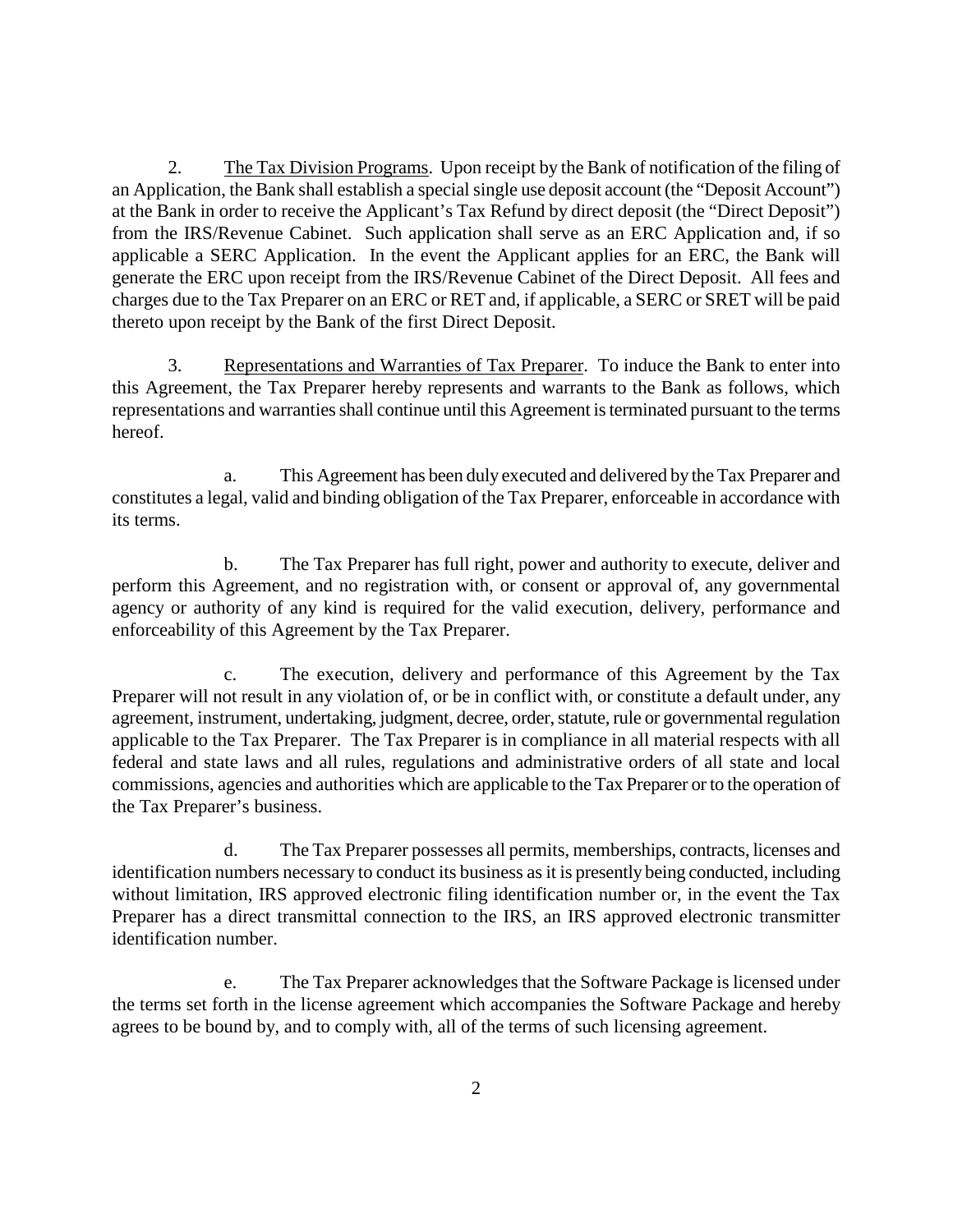2. <u>The Tax Division Programs</u>. Upon receipt by the Bank of notification of the filing of an Application, the Bank shall establish a special single use deposit account (the "Deposit Account") at the Bank in order to receive the Applicant's Tax Refund by direct deposit (the "Direct Deposit") from the IRS/Revenue Cabinet. Such application shall serve as an ERC Application and, if so applicable a SERC Application. In the event the Applicant applies for an ERC, the Bank will generate the ERC upon receipt from the IRS/Revenue Cabinet of the Direct Deposit. All fees and charges due to the Tax Preparer on an ERC or RET and, if applicable, a SERC or SRET will be paid thereto upon receipt by the Bank of the first Direct Deposit.

3. <u>Representations and Warranties of Tax Preparer</u>. To induce the Bank to enter into this Agreement, the Tax Preparer hereby represents and warrants to the Bank as follows, which representations and warranties shall continue until this Agreement is terminated pursuant to the terms hereof.

a. This Agreement has been duly executed and delivered by the Tax Preparer and constitutes a legal, valid and binding obligation of the Tax Preparer, enforceable in accordance with its terms.

b. The Tax Preparer has full right, power and authority to execute, deliver and perform this Agreement, and no registration with, or consent or approval of, any governmental agency or authority of any kind is required for the valid execution, delivery, performance and enforceability of this Agreement by the Tax Preparer.

c. The execution, delivery and performance of this Agreement by the Tax Preparer will not result in any violation of, or be in conflict with, or constitute a default under, any agreement, instrument, undertaking, judgment, decree, order, statute, rule or governmental regulation applicable to the Tax Preparer. The Tax Preparer is in compliance in all material respects with all federal and state laws and all rules, regulations and administrative orders of all state and local commissions, agencies and authorities which are applicable to the Tax Preparer or to the operation of the Tax Preparer's business.

d. The Tax Preparer possesses all permits, memberships, contracts, licenses and identification numbers necessary to conduct its business as it is presently being conducted, including without limitation, IRS approved electronic filing identification number or, in the event the Tax Preparer has a direct transmittal connection to the IRS, an IRS approved electronic transmitter identification number.

e. The Tax Preparer acknowledges that the Software Package is licensed under the terms set forth in the license agreement which accompanies the Software Package and hereby agrees to be bound by, and to comply with, all of the terms of such licensing agreement.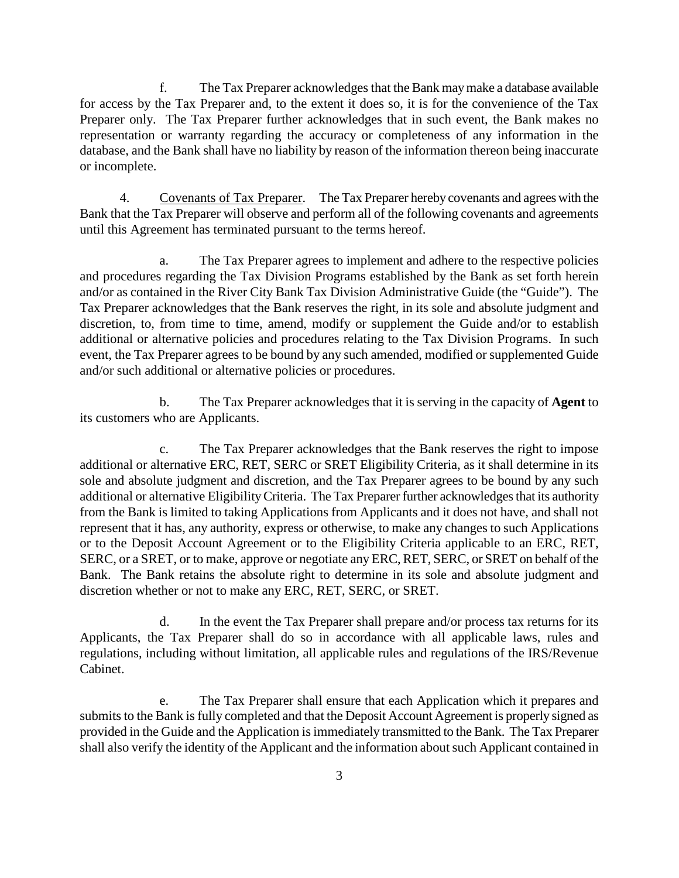f. The Tax Preparer acknowledges that the Bank may make a database available for access by the Tax Preparer and, to the extent it does so, it is for the convenience of the Tax Preparer only. The Tax Preparer further acknowledges that in such event, the Bank makes no representation or warranty regarding the accuracy or completeness of any information in the database, and the Bank shall have no liability by reason of the information thereon being inaccurate or incomplete.

4. Covenants of Tax Preparer. The Tax Preparer hereby covenants and agrees with the Bank that the Tax Preparer will observe and perform all of the following covenants and agreements until this Agreement has terminated pursuant to the terms hereof.

a. The Tax Preparer agrees to implement and adhere to the respective policies and procedures regarding the Tax Division Programs established by the Bank as set forth herein and/or as contained in the River City Bank Tax Division Administrative Guide (the "Guide"). The Tax Preparer acknowledges that the Bank reserves the right, in its sole and absolute judgment and discretion, to, from time to time, amend, modify or supplement the Guide and/or to establish additional or alternative policies and procedures relating to the Tax Division Programs. In such event, the Tax Preparer agrees to be bound by any such amended, modified or supplemented Guide and/or such additional or alternative policies or procedures.

b. The Tax Preparer acknowledges that it is serving in the capacity of **Agent** to its customers who are Applicants.

c. The Tax Preparer acknowledges that the Bank reserves the right to impose additional or alternative ERC, RET, SERC or SRET Eligibility Criteria, as it shall determine in its sole and absolute judgment and discretion, and the Tax Preparer agrees to be bound by any such additional or alternative Eligibility Criteria. The Tax Preparer further acknowledges that its authority from the Bank is limited to taking Applications from Applicants and it does not have, and shall not represent that it has, any authority, express or otherwise, to make any changes to such Applications or to the Deposit Account Agreement or to the Eligibility Criteria applicable to an ERC, RET, SERC, or a SRET, or to make, approve or negotiate any ERC, RET, SERC, or SRET on behalf of the Bank. The Bank retains the absolute right to determine in its sole and absolute judgment and discretion whether or not to make any ERC, RET, SERC, or SRET.

d. In the event the Tax Preparer shall prepare and/or process tax returns for its Applicants, the Tax Preparer shall do so in accordance with all applicable laws, rules and regulations, including without limitation, all applicable rules and regulations of the IRS/Revenue Cabinet.

e. The Tax Preparer shall ensure that each Application which it prepares and submits to the Bank is fully completed and that the Deposit Account Agreement is properly signed as provided in the Guide and the Application is immediately transmitted to the Bank. The Tax Preparer shall also verify the identity of the Applicant and the information about such Applicant contained in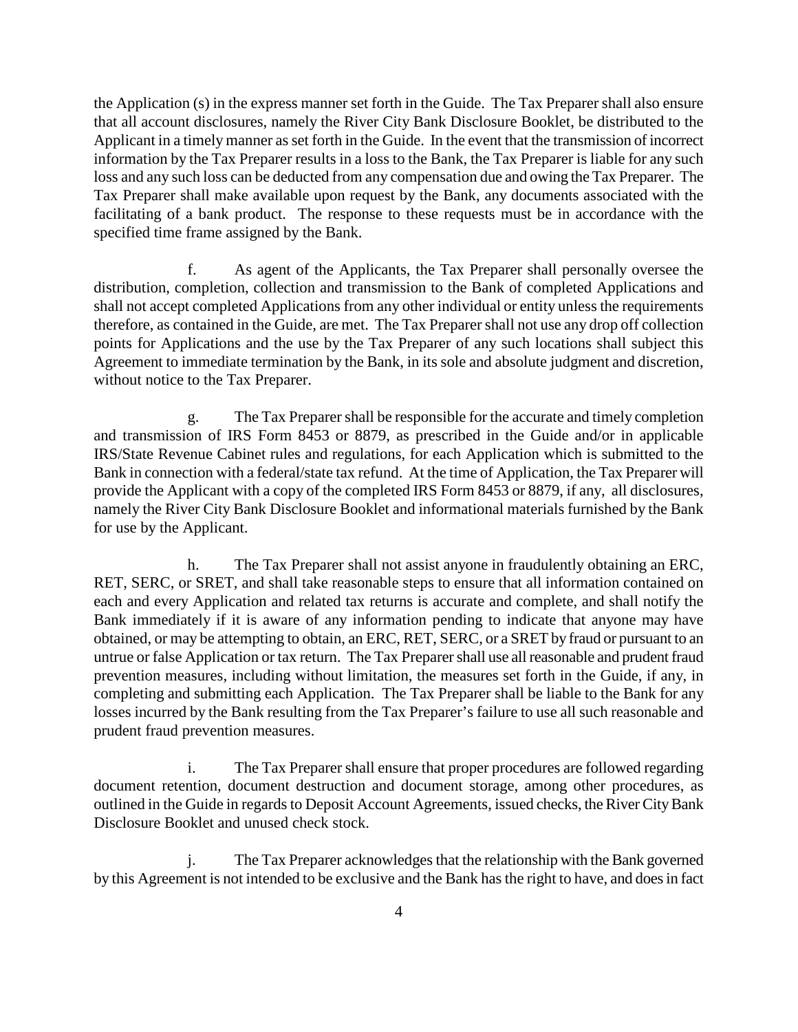the Application (s) in the express manner set forth in the Guide. The Tax Preparer shall also ensure that all account disclosures, namely the River City Bank Disclosure Booklet, be distributed to the Applicant in a timely manner as set forth in the Guide. In the event that the transmission of incorrect information by the Tax Preparer results in a loss to the Bank, the Tax Preparer is liable for any such loss and any such loss can be deducted from any compensation due and owing the Tax Preparer. The Tax Preparer shall make available upon request by the Bank, any documents associated with the facilitating of a bank product. The response to these requests must be in accordance with the specified time frame assigned by the Bank.

f. As agent of the Applicants, the Tax Preparer shall personally oversee the distribution, completion, collection and transmission to the Bank of completed Applications and shall not accept completed Applications from any other individual or entity unless the requirements therefore, as contained in the Guide, are met. The Tax Preparer shall not use any drop off collection points for Applications and the use by the Tax Preparer of any such locations shall subject this Agreement to immediate termination by the Bank, in its sole and absolute judgment and discretion, without notice to the Tax Preparer.

g. The Tax Preparer shall be responsible for the accurate and timely completion and transmission of IRS Form 8453 or 8879, as prescribed in the Guide and/or in applicable IRS/State Revenue Cabinet rules and regulations, for each Application which is submitted to the Bank in connection with a federal/state tax refund. At the time of Application, the Tax Preparer will provide the Applicant with a copy of the completed IRS Form 8453 or 8879, if any, all disclosures, namely the River City Bank Disclosure Booklet and informational materials furnished by the Bank for use by the Applicant.

h. The Tax Preparer shall not assist anyone in fraudulently obtaining an ERC, RET, SERC, or SRET, and shall take reasonable steps to ensure that all information contained on each and every Application and related tax returns is accurate and complete, and shall notify the Bank immediately if it is aware of any information pending to indicate that anyone may have obtained, or may be attempting to obtain, an ERC, RET, SERC, or a SRET by fraud or pursuant to an untrue or false Application or tax return. The Tax Preparer shall use all reasonable and prudent fraud prevention measures, including without limitation, the measures set forth in the Guide, if any, in completing and submitting each Application. The Tax Preparer shall be liable to the Bank for any losses incurred by the Bank resulting from the Tax Preparer's failure to use all such reasonable and prudent fraud prevention measures.

i. The Tax Preparer shall ensure that proper procedures are followed regarding document retention, document destruction and document storage, among other procedures, as outlined in the Guide in regards to Deposit Account Agreements, issued checks, the River City Bank Disclosure Booklet and unused check stock.

j. The Tax Preparer acknowledges that the relationship with the Bank governed by this Agreement is not intended to be exclusive and the Bank has the right to have, and does in fact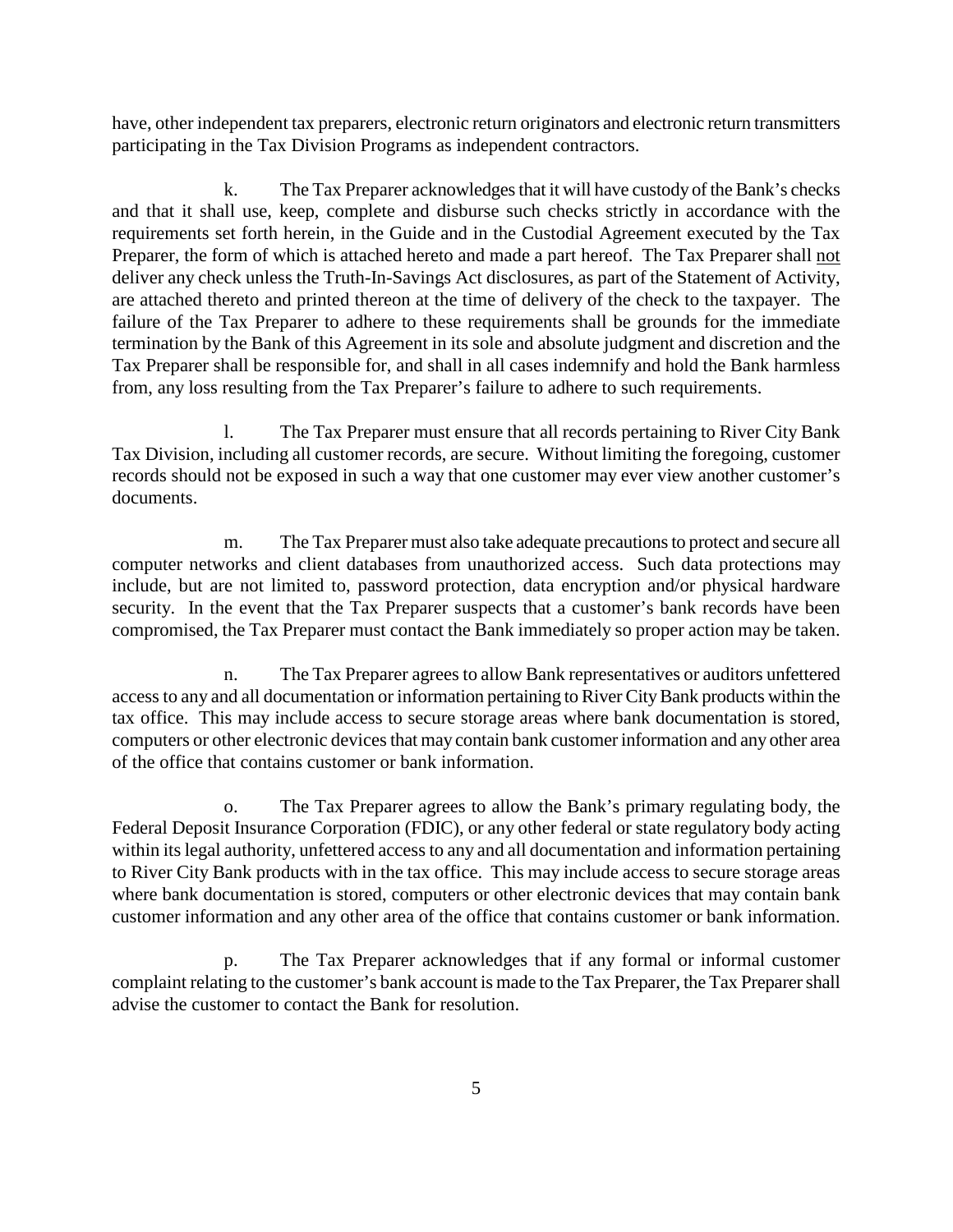have, other independent tax preparers, electronic return originators and electronic return transmitters participating in the Tax Division Programs as independent contractors.

k. The Tax Preparer acknowledges that it will have custody of the Bank's checks and that it shall use, keep, complete and disburse such checks strictly in accordance with the requirements set forth herein, in the Guide and in the Custodial Agreement executed by the Tax Preparer, the form of which is attached hereto and made a part hereof. The Tax Preparer shall not deliver any check unless the Truth-In-Savings Act disclosures, as part of the Statement of Activity, are attached thereto and printed thereon at the time of delivery of the check to the taxpayer. The failure of the Tax Preparer to adhere to these requirements shall be grounds for the immediate termination by the Bank of this Agreement in its sole and absolute judgment and discretion and the Tax Preparer shall be responsible for, and shall in all cases indemnify and hold the Bank harmless from, any loss resulting from the Tax Preparer's failure to adhere to such requirements.

l. The Tax Preparer must ensure that all records pertaining to River City Bank Tax Division, including all customer records, are secure. Without limiting the foregoing, customer records should not be exposed in such a way that one customer may ever view another customer's documents.

m. The Tax Preparer must also take adequate precautions to protect and secure all computer networks and client databases from unauthorized access. Such data protections may include, but are not limited to, password protection, data encryption and/or physical hardware security. In the event that the Tax Preparer suspects that a customer's bank records have been compromised, the Tax Preparer must contact the Bank immediately so proper action may be taken.

n. The Tax Preparer agrees to allow Bank representatives or auditors unfettered access to any and all documentation or information pertaining to River City Bank products within the tax office. This may include access to secure storage areas where bank documentation is stored, computers or other electronic devices that may contain bank customer information and any other area of the office that contains customer or bank information.

o. The Tax Preparer agrees to allow the Bank's primary regulating body, the Federal Deposit Insurance Corporation (FDIC), or any other federal or state regulatory body acting within its legal authority, unfettered access to any and all documentation and information pertaining to River City Bank products with in the tax office. This may include access to secure storage areas where bank documentation is stored, computers or other electronic devices that may contain bank customer information and any other area of the office that contains customer or bank information.

p. The Tax Preparer acknowledges that if any formal or informal customer complaint relating to the customer's bank account is made to the Tax Preparer, the Tax Preparer shall advise the customer to contact the Bank for resolution.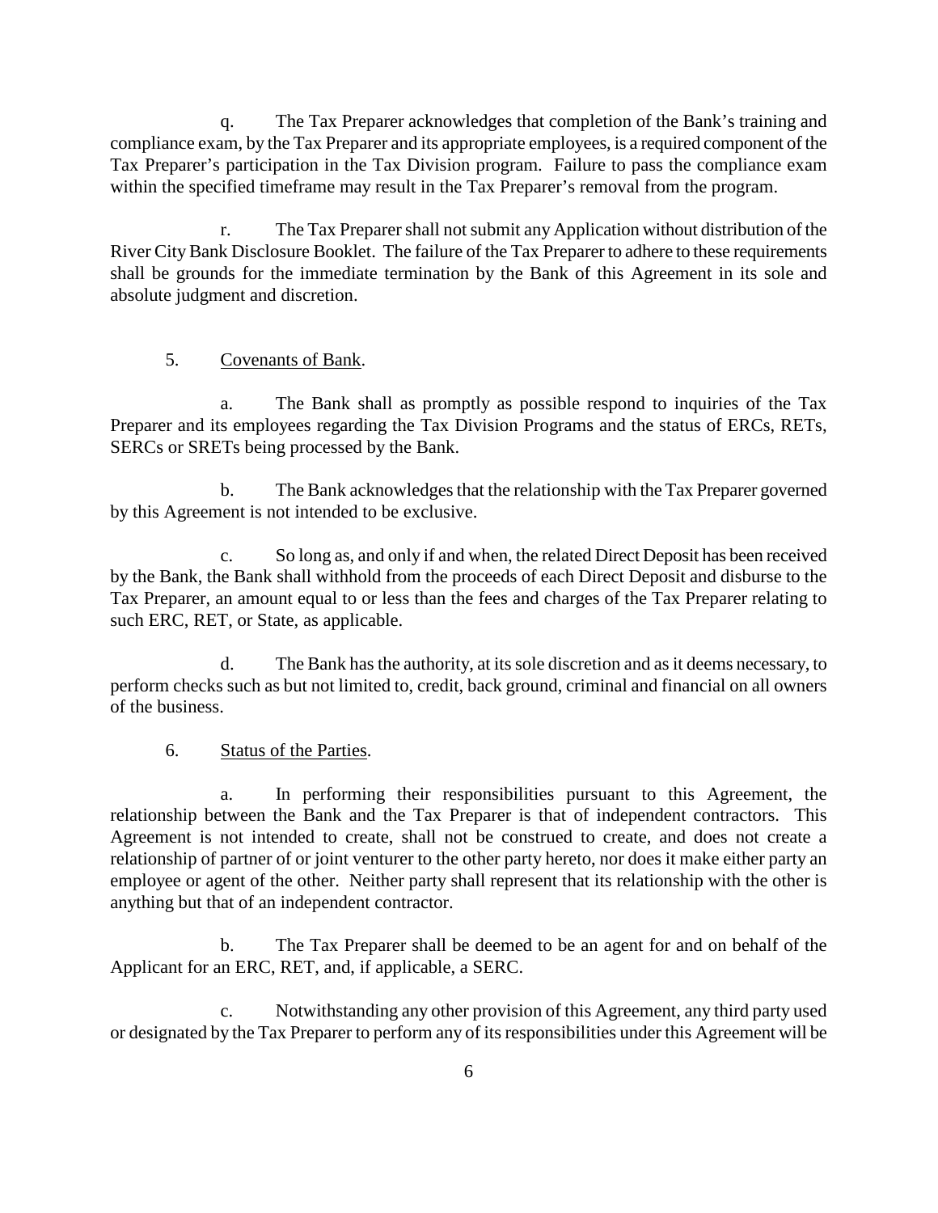q. The Tax Preparer acknowledges that completion of the Bank's training and compliance exam, by the Tax Preparer and its appropriate employees, is a required component of the Tax Preparer's participation in the Tax Division program. Failure to pass the compliance exam within the specified timeframe may result in the Tax Preparer's removal from the program.

r. The Tax Preparer shall not submit any Application without distribution of the River City Bank Disclosure Booklet. The failure of the Tax Preparer to adhere to these requirements shall be grounds for the immediate termination by the Bank of this Agreement in its sole and absolute judgment and discretion.

5. Covenants of Bank.

a. The Bank shall as promptly as possible respond to inquiries of the Tax Preparer and its employees regarding the Tax Division Programs and the status of ERCs, RETs, SERCs or SRETs being processed by the Bank.

b. The Bank acknowledges that the relationship with the Tax Preparer governed by this Agreement is not intended to be exclusive.

c. So long as, and only if and when, the related Direct Deposit has been received by the Bank, the Bank shall withhold from the proceeds of each Direct Deposit and disburse to the Tax Preparer, an amount equal to or less than the fees and charges of the Tax Preparer relating to such ERC, RET, or State, as applicable.

d. The Bank has the authority, at its sole discretion and as it deems necessary, to perform checks such as but not limited to, credit, back ground, criminal and financial on all owners of the business.

6. Status of the Parties.

a. In performing their responsibilities pursuant to this Agreement, the relationship between the Bank and the Tax Preparer is that of independent contractors. This Agreement is not intended to create, shall not be construed to create, and does not create a relationship of partner of or joint venturer to the other party hereto, nor does it make either party an employee or agent of the other. Neither party shall represent that its relationship with the other is anything but that of an independent contractor.

b. The Tax Preparer shall be deemed to be an agent for and on behalf of the Applicant for an ERC, RET, and, if applicable, a SERC.

c. Notwithstanding any other provision of this Agreement, any third party used or designated by the Tax Preparer to perform any of its responsibilities under this Agreement will be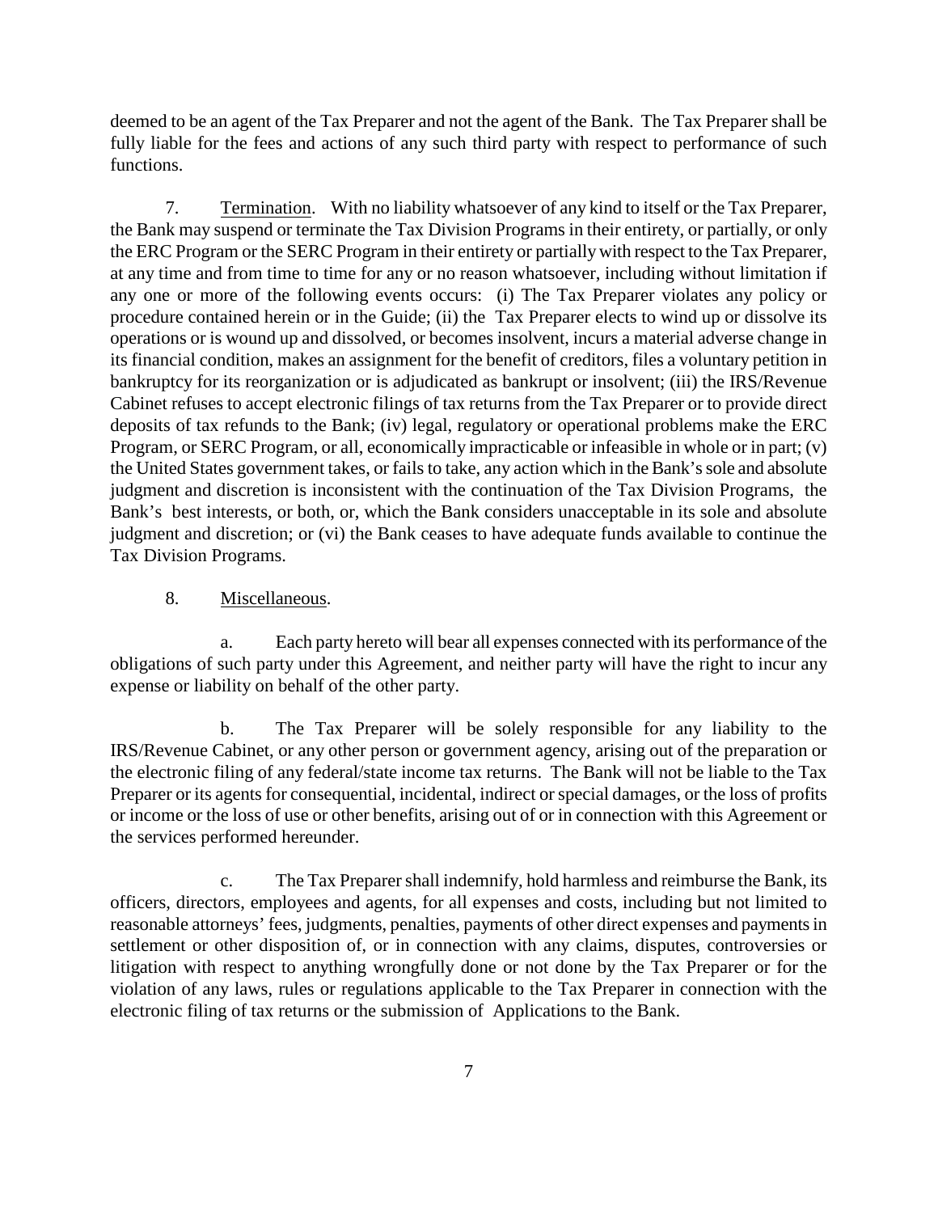deemed to be an agent of the Tax Preparer and not the agent of the Bank. The Tax Preparer shall be fully liable for the fees and actions of any such third party with respect to performance of such functions.

7. Termination. With no liability whatsoever of any kind to itself or the Tax Preparer, the Bank may suspend or terminate the Tax Division Programs in their entirety, or partially, or only the ERC Program or the SERC Program in their entirety or partially with respect to the Tax Preparer, at any time and from time to time for any or no reason whatsoever, including without limitation if any one or more of the following events occurs: (i) The Tax Preparer violates any policy or procedure contained herein or in the Guide; (ii) the Tax Preparer elects to wind up or dissolve its operations or is wound up and dissolved, or becomes insolvent, incurs a material adverse change in its financial condition, makes an assignment for the benefit of creditors, files a voluntary petition in bankruptcy for its reorganization or is adjudicated as bankrupt or insolvent; (iii) the IRS/Revenue Cabinet refuses to accept electronic filings of tax returns from the Tax Preparer or to provide direct deposits of tax refunds to the Bank; (iv) legal, regulatory or operational problems make the ERC Program, or SERC Program, or all, economically impracticable or infeasible in whole or in part; (v) the United States government takes, or fails to take, any action which in the Bank's sole and absolute judgment and discretion is inconsistent with the continuation of the Tax Division Programs, the Bank's best interests, or both, or, which the Bank considers unacceptable in its sole and absolute judgment and discretion; or (vi) the Bank ceases to have adequate funds available to continue the Tax Division Programs.

8. Miscellaneous.

a. Each party hereto will bear all expenses connected with its performance of the obligations of such party under this Agreement, and neither party will have the right to incur any expense or liability on behalf of the other party.

b. The Tax Preparer will be solely responsible for any liability to the IRS/Revenue Cabinet, or any other person or government agency, arising out of the preparation or the electronic filing of any federal/state income tax returns. The Bank will not be liable to the Tax Preparer or its agents for consequential, incidental, indirect or special damages, or the loss of profits or income or the loss of use or other benefits, arising out of or in connection with this Agreement or the services performed hereunder.

c. The Tax Preparer shall indemnify, hold harmless and reimburse the Bank, its officers, directors, employees and agents, for all expenses and costs, including but not limited to reasonable attorneys' fees, judgments, penalties, payments of other direct expenses and payments in settlement or other disposition of, or in connection with any claims, disputes, controversies or litigation with respect to anything wrongfully done or not done by the Tax Preparer or for the violation of any laws, rules or regulations applicable to the Tax Preparer in connection with the electronic filing of tax returns or the submission of Applications to the Bank.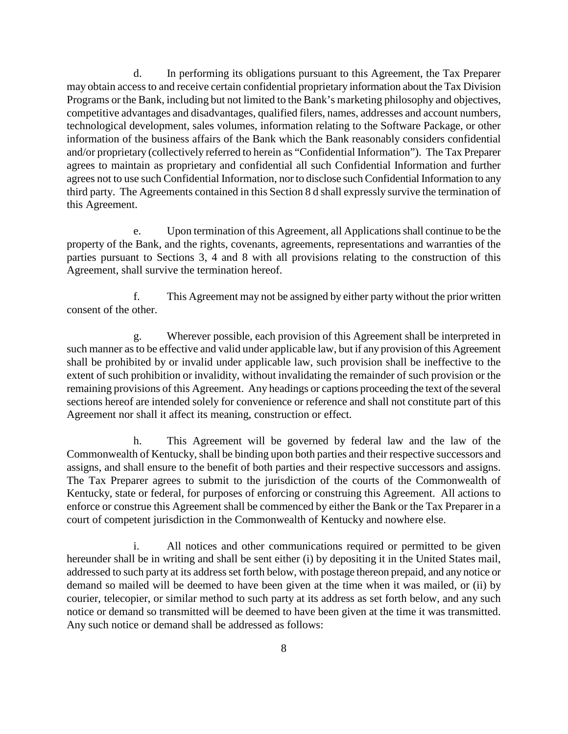d. In performing its obligations pursuant to this Agreement, the Tax Preparer may obtain access to and receive certain confidential proprietary information about the Tax Division Programs or the Bank, including but not limited to the Bank's marketing philosophy and objectives, competitive advantages and disadvantages, qualified filers, names, addresses and account numbers, technological development, sales volumes, information relating to the Software Package, or other information of the business affairs of the Bank which the Bank reasonably considers confidential and/or proprietary (collectively referred to herein as "Confidential Information"). The Tax Preparer agrees to maintain as proprietary and confidential all such Confidential Information and further agrees not to use such Confidential Information, nor to disclose such Confidential Information to any third party. The Agreements contained in this Section 8 d shall expressly survive the termination of this Agreement.

e. Upon termination of this Agreement, all Applications shall continue to be the property of the Bank, and the rights, covenants, agreements, representations and warranties of the parties pursuant to Sections 3, 4 and 8 with all provisions relating to the construction of this Agreement, shall survive the termination hereof.

f. This Agreement may not be assigned by either party without the prior written consent of the other.

g. Wherever possible, each provision of this Agreement shall be interpreted in such manner as to be effective and valid under applicable law, but if any provision of this Agreement shall be prohibited by or invalid under applicable law, such provision shall be ineffective to the extent of such prohibition or invalidity, without invalidating the remainder of such provision or the remaining provisions of this Agreement. Any headings or captions proceeding the text of the several sections hereof are intended solely for convenience or reference and shall not constitute part of this Agreement nor shall it affect its meaning, construction or effect.

h. This Agreement will be governed by federal law and the law of the Commonwealth of Kentucky, shall be binding upon both parties and their respective successors and assigns, and shall ensure to the benefit of both parties and their respective successors and assigns. The Tax Preparer agrees to submit to the jurisdiction of the courts of the Commonwealth of Kentucky, state or federal, for purposes of enforcing or construing this Agreement. All actions to enforce or construe this Agreement shall be commenced by either the Bank or the Tax Preparer in a court of competent jurisdiction in the Commonwealth of Kentucky and nowhere else.

i. All notices and other communications required or permitted to be given hereunder shall be in writing and shall be sent either (i) by depositing it in the United States mail, addressed to such party at its address set forth below, with postage thereon prepaid, and any notice or demand so mailed will be deemed to have been given at the time when it was mailed, or (ii) by courier, telecopier, or similar method to such party at its address as set forth below, and any such notice or demand so transmitted will be deemed to have been given at the time it was transmitted. Any such notice or demand shall be addressed as follows: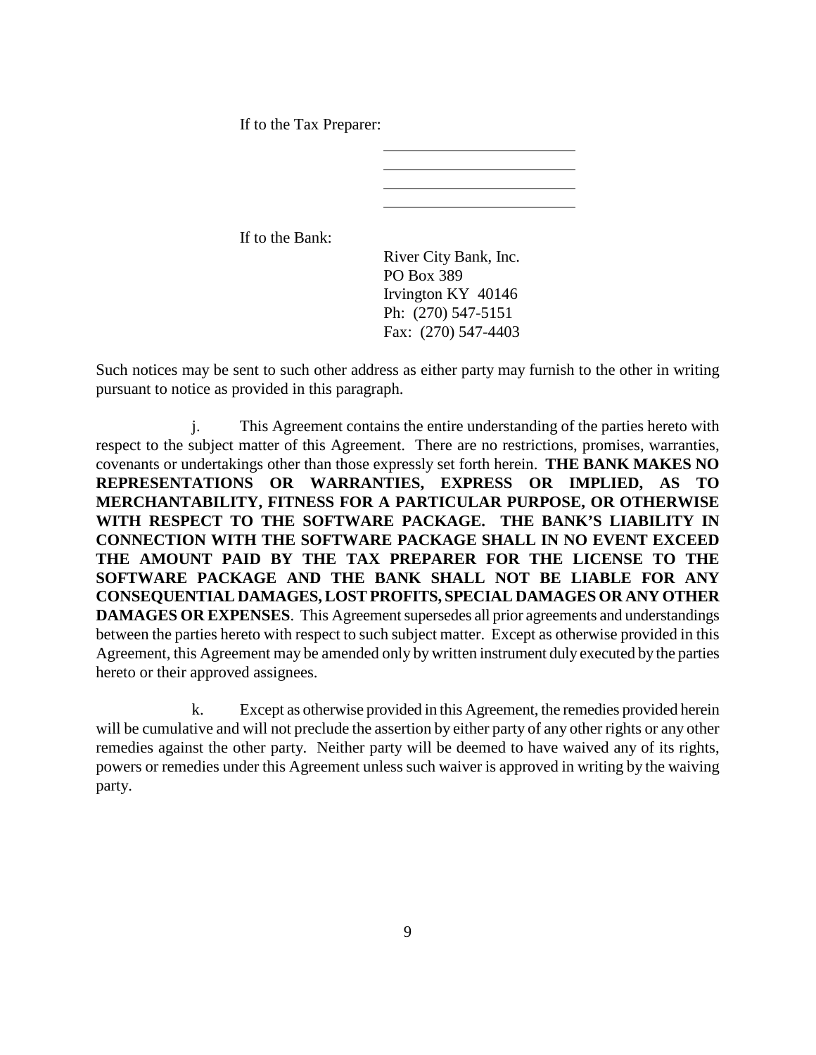If to the Tax Preparer:

\_\_\_\_\_\_\_\_\_\_\_\_\_\_\_\_\_\_\_\_\_\_\_\_\_\_

\_\_\_\_\_\_\_\_\_\_\_\_\_\_\_\_\_\_\_\_\_\_\_\_\_\_

\_\_\_\_\_\_\_\_\_\_\_\_\_\_\_\_\_\_\_\_\_\_\_\_\_\_

\_\_\_\_\_\_\_\_\_\_\_\_\_\_\_\_\_\_\_\_\_\_\_\_\_\_

If to the Bank:

River City Bank, Inc.  
PO Box 389  
Irvington KY 40146  
Ph: (270) 547-5151  
Fax: (270) 547-4403

Such notices may be sent to such other address as either party may furnish to the other in writing pursuant to notice as provided in this paragraph.

j. This Agreement contains the entire understanding of the parties hereto with respect to the subject matter of this Agreement. There are no restrictions, promises, warranties, covenants or undertakings other than those expressly set forth herein. **THE BANK MAKES NO REPRESENTATIONS OR WARRANTIES, EXPRESS OR IMPLIED, AS TO MERCHANTABILITY, FITNESS FOR A PARTICULAR PURPOSE, OR OTHERWISE WITH RESPECT TO THE SOFTWARE PACKAGE. THE BANK'S LIABILITY IN CONNECTION WITH THE SOFTWARE PACKAGE SHALL IN NO EVENT EXCEED THE AMOUNT PAID BY THE TAX PREPARER FOR THE LICENSE TO THE SOFTWARE PACKAGE AND THE BANK SHALL NOT BE LIABLE FOR ANY CONSEQUENTIAL DAMAGES, LOST PROFITS, SPECIAL DAMAGES OR ANY OTHER DAMAGES OR EXPENSES**. This Agreement supersedes all prior agreements and understandings between the parties hereto with respect to such subject matter. Except as otherwise provided in this Agreement, this Agreement may be amended only by written instrument duly executed by the parties hereto or their approved assignees.

k. Except as otherwise provided in this Agreement, the remedies provided herein will be cumulative and will not preclude the assertion by either party of any other rights or any other remedies against the other party. Neither party will be deemed to have waived any of its rights, powers or remedies under this Agreement unless such waiver is approved in writing by the waiving party.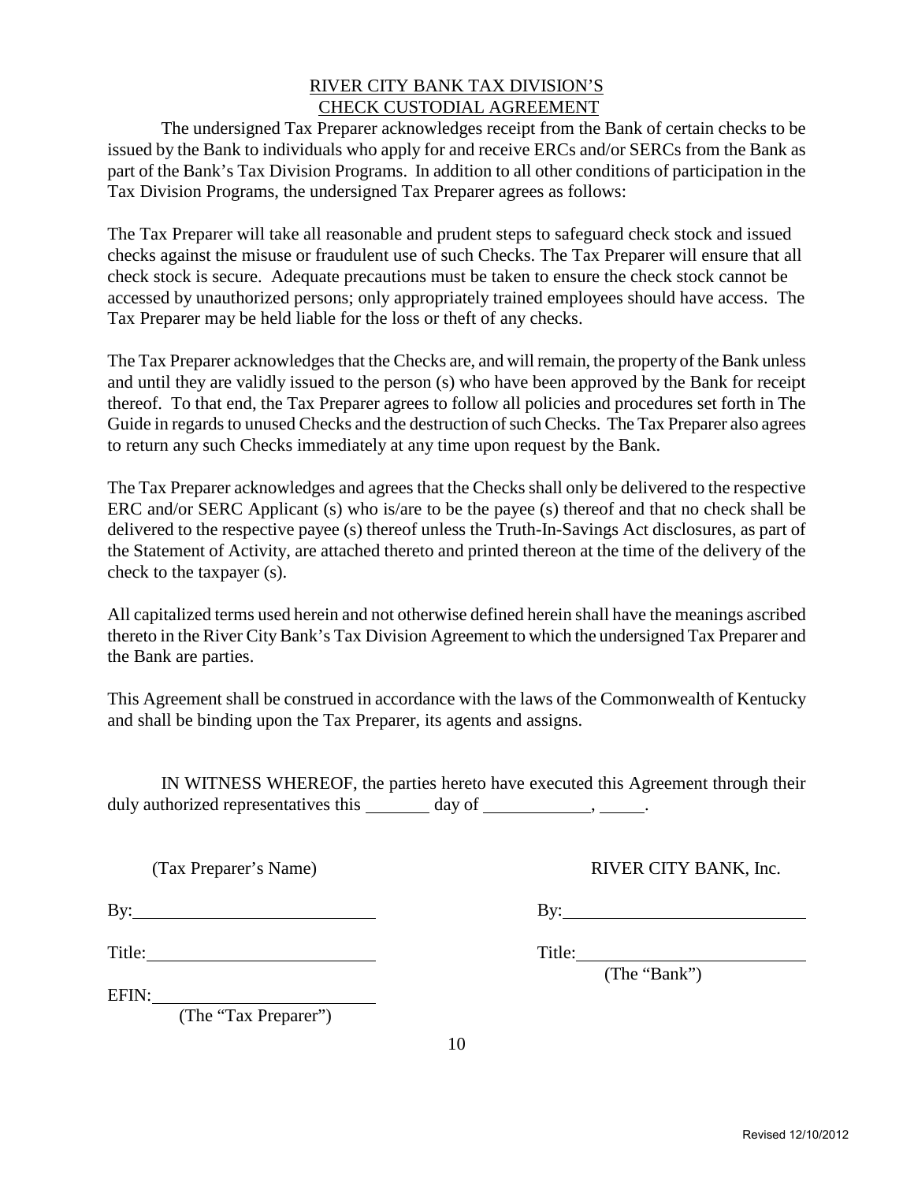# <u>RIVER CITY BANK TAX DIVISION'S</u>
# <u>CHECK CUSTODIAL AGREEMENT</u>

The undersigned Tax Preparer acknowledges receipt from the Bank of certain checks to be issued by the Bank to individuals who apply for and receive ERCs and/or SERCs from the Bank as part of the Bank's Tax Division Programs. In addition to all other conditions of participation in the Tax Division Programs, the undersigned Tax Preparer agrees as follows:

The Tax Preparer will take all reasonable and prudent steps to safeguard check stock and issued checks against the misuse or fraudulent use of such Checks. The Tax Preparer will ensure that all check stock is secure. Adequate precautions must be taken to ensure the check stock cannot be accessed by unauthorized persons; only appropriately trained employees should have access. The Tax Preparer may be held liable for the loss or theft of any checks.

The Tax Preparer acknowledges that the Checks are, and will remain, the property of the Bank unless and until they are validly issued to the person (s) who have been approved by the Bank for receipt thereof. To that end, the Tax Preparer agrees to follow all policies and procedures set forth in The Guide in regards to unused Checks and the destruction of such Checks. The Tax Preparer also agrees to return any such Checks immediately at any time upon request by the Bank.

The Tax Preparer acknowledges and agrees that the Checks shall only be delivered to the respective ERC and/or SERC Applicant (s) who is/are to be the payee (s) thereof and that no check shall be delivered to the respective payee (s) thereof unless the Truth-In-Savings Act disclosures, as part of the Statement of Activity, are attached thereto and printed thereon at the time of the delivery of the check to the taxpayer (s).

All capitalized terms used herein and not otherwise defined herein shall have the meanings ascribed thereto in the River City Bank's Tax Division Agreement to which the undersigned Tax Preparer and the Bank are parties.

This Agreement shall be construed in accordance with the laws of the Commonwealth of Kentucky and shall be binding upon the Tax Preparer, its agents and assigns.

IN WITNESS WHEREOF, the parties hereto have executed this Agreement through their duly authorized representatives this _______ day of ___________, _____.

(Tax Preparer's Name)

By:___________________________

Title:__________________________

EFIN:_________________________

(The "Tax Preparer")

RIVER CITY BANK, Inc.

By:___________________________

Title:__________________________

(The "Bank")

Revised 12/10/2012